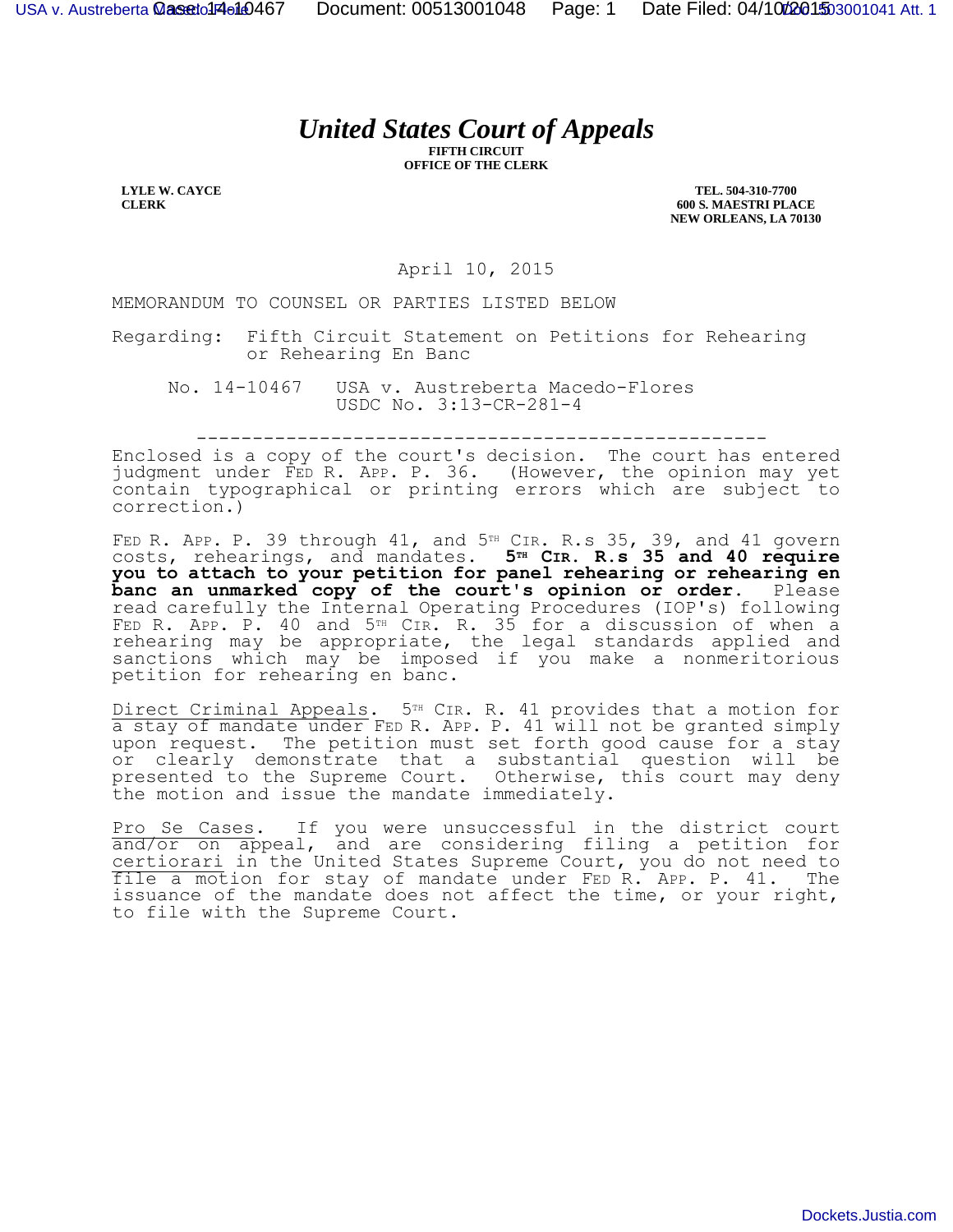# *United States Court of Appeals*

**FIFTH CIRCUIT**
**OFFICE OF THE CLERK**

**LYLE W. CAYCE**
**CLERK**

**TEL. 504-310-7700**
**600 S. MAESTRI PLACE**
**NEW ORLEANS, LA 70130**

April 10, 2015

MEMORANDUM TO COUNSEL OR PARTIES LISTED BELOW

Regarding: Fifth Circuit Statement on Petitions for Rehearing or Rehearing En Banc

No. 14-10467 USA v. Austreberta Macedo-Flores
USDC No. 3:13-CR-281-4

---

Enclosed is a copy of the court's decision. The court has entered judgment under FED R. APP. P. 36. (However, the opinion may yet contain typographical or printing errors which are subject to correction.)

FED R. APP. P. 39 through 41, and 5TH CIR. R.s 35, 39, and 41 govern costs, rehearings, and mandates. **5TH CIR. R.s 35 and 40 require you to attach to your petition for panel rehearing or rehearing en banc an unmarked copy of the court's opinion or order.** Please read carefully the Internal Operating Procedures (IOP's) following FED R. APP. P. 40 and 5TH CIR. R. 35 for a discussion of when a rehearing may be appropriate, the legal standards applied and sanctions which may be imposed if you make a nonmeritorious petition for rehearing en banc.

Direct Criminal Appeals. 5TH CIR. R. 41 provides that a motion for a stay of mandate under FED R. APP. P. 41 will not be granted simply upon request. The petition must set forth good cause for a stay or clearly demonstrate that a substantial question will be presented to the Supreme Court. Otherwise, this court may deny the motion and issue the mandate immediately.

Pro Se Cases. If you were unsuccessful in the district court and/or on appeal, and are considering filing a petition for certiorari in the United States Supreme Court, you do not need to file a motion for stay of mandate under FED R. APP. P. 41. The issuance of the mandate does not affect the time, or your right, to file with the Supreme Court.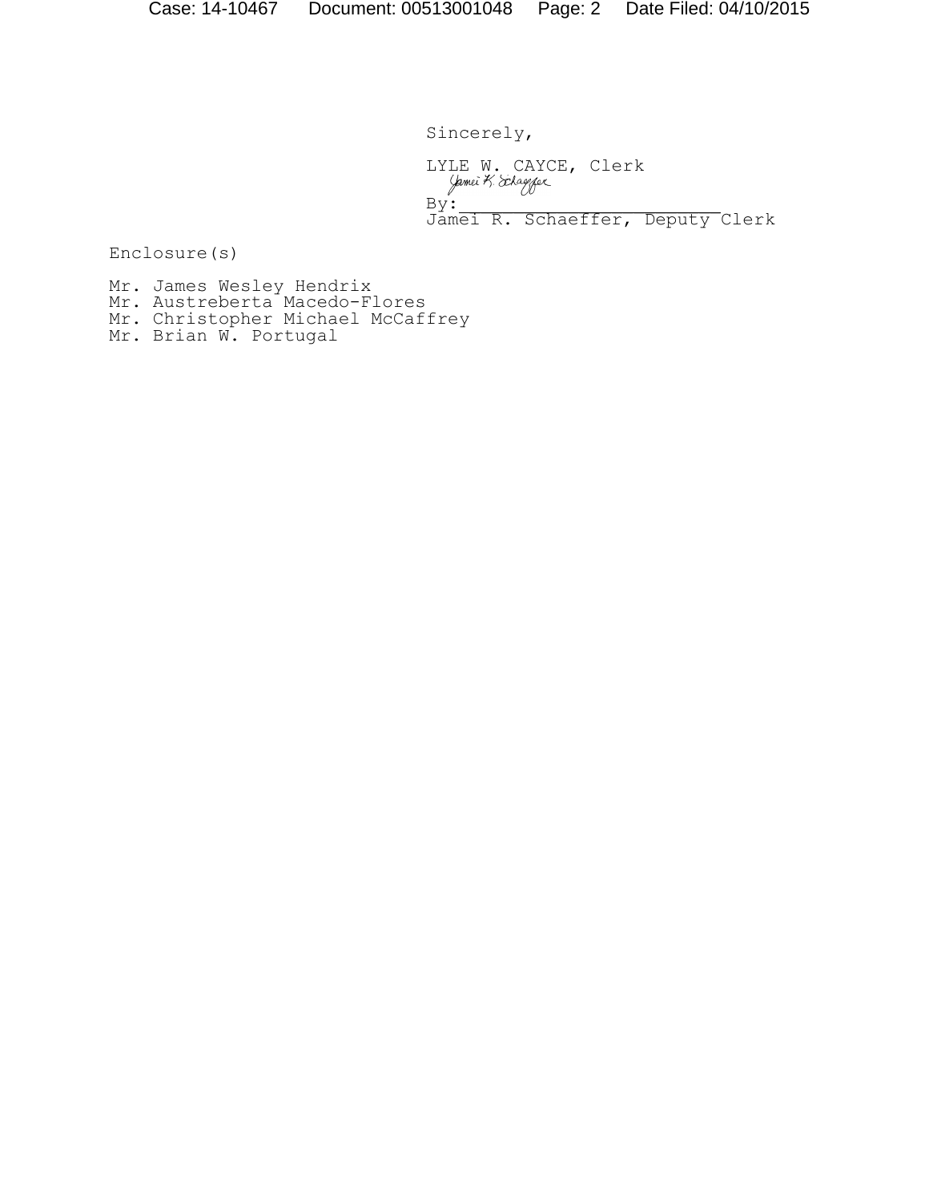Sincerely,

LYLE W. CAYCE, Clerk

By: ________________________
Jamei R. Schaeffer, Deputy Clerk

Enclosure(s)

Mr. James Wesley Hendrix
Mr. Austreberta Macedo-Flores
Mr. Christopher Michael McCaffrey
Mr. Brian W. Portugal